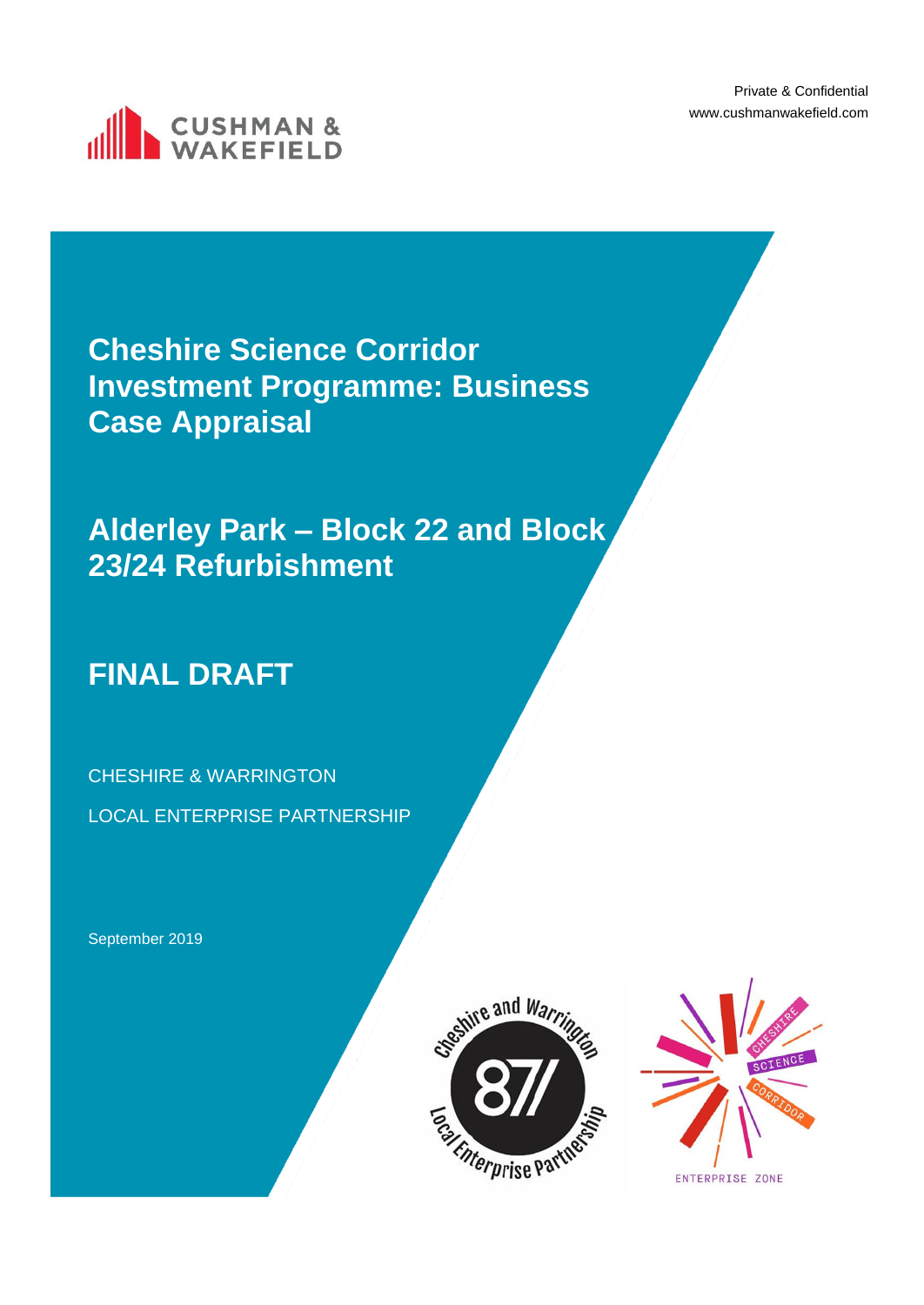Private & Confidential
www.cushmanwakefield.com

# Cheshire Science Corridor Investment Programme: Business Case Appraisal

## Alderley Park – Block 22 and Block 23/24 Refurbishment

## FINAL DRAFT

CHESHIRE & WARRINGTON

LOCAL ENTERPRISE PARTNERSHIP

September 2019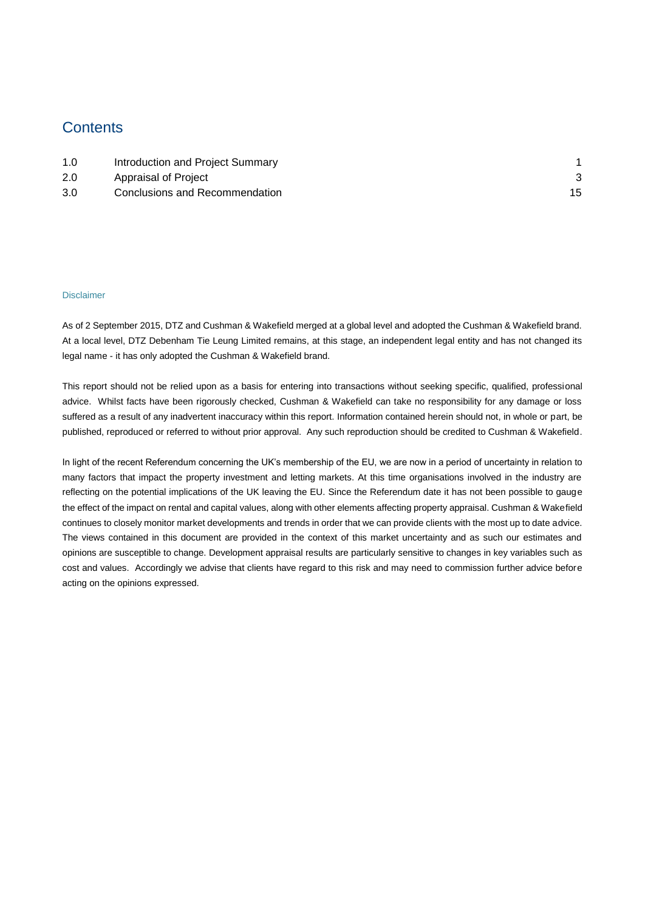# Contents

| | | |
|---|---|---|
| 1.0 | Introduction and Project Summary | 1 |
| 2.0 | Appraisal of Project | 3 |
| 3.0 | Conclusions and Recommendation | 15 |

Disclaimer

As of 2 September 2015, DTZ and Cushman & Wakefield merged at a global level and adopted the Cushman & Wakefield brand. At a local level, DTZ Debenham Tie Leung Limited remains, at this stage, an independent legal entity and has not changed its legal name - it has only adopted the Cushman & Wakefield brand.

This report should not be relied upon as a basis for entering into transactions without seeking specific, qualified, professional advice. Whilst facts have been rigorously checked, Cushman & Wakefield can take no responsibility for any damage or loss suffered as a result of any inadvertent inaccuracy within this report. Information contained herein should not, in whole or part, be published, reproduced or referred to without prior approval. Any such reproduction should be credited to Cushman & Wakefield.

In light of the recent Referendum concerning the UK's membership of the EU, we are now in a period of uncertainty in relation to many factors that impact the property investment and letting markets. At this time organisations involved in the industry are reflecting on the potential implications of the UK leaving the EU. Since the Referendum date it has not been possible to gauge the effect of the impact on rental and capital values, along with other elements affecting property appraisal. Cushman & Wakefield continues to closely monitor market developments and trends in order that we can provide clients with the most up to date advice. The views contained in this document are provided in the context of this market uncertainty and as such our estimates and opinions are susceptible to change. Development appraisal results are particularly sensitive to changes in key variables such as cost and values. Accordingly we advise that clients have regard to this risk and may need to commission further advice before acting on the opinions expressed.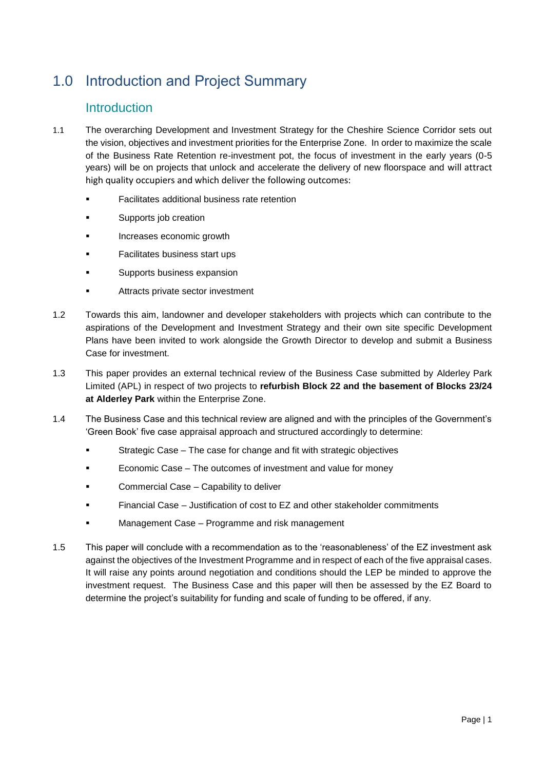# 1.0 Introduction and Project Summary

## Introduction

1.1 The overarching Development and Investment Strategy for the Cheshire Science Corridor sets out the vision, objectives and investment priorities for the Enterprise Zone. In order to maximize the scale of the Business Rate Retention re-investment pot, the focus of investment in the early years (0-5 years) will be on projects that unlock and accelerate the delivery of new floorspace and will attract high quality occupiers and which deliver the following outcomes:

- Facilitates additional business rate retention
- Supports job creation
- Increases economic growth
- Facilitates business start ups
- Supports business expansion
- Attracts private sector investment

1.2 Towards this aim, landowner and developer stakeholders with projects which can contribute to the aspirations of the Development and Investment Strategy and their own site specific Development Plans have been invited to work alongside the Growth Director to develop and submit a Business Case for investment.

1.3 This paper provides an external technical review of the Business Case submitted by Alderley Park Limited (APL) in respect of two projects to **refurbish Block 22 and the basement of Blocks 23/24 at Alderley Park** within the Enterprise Zone.

1.4 The Business Case and this technical review are aligned and with the principles of the Government's 'Green Book' five case appraisal approach and structured accordingly to determine:

- Strategic Case – The case for change and fit with strategic objectives
- Economic Case – The outcomes of investment and value for money
- Commercial Case – Capability to deliver
- Financial Case – Justification of cost to EZ and other stakeholder commitments
- Management Case – Programme and risk management

1.5 This paper will conclude with a recommendation as to the 'reasonableness' of the EZ investment ask against the objectives of the Investment Programme and in respect of each of the five appraisal cases. It will raise any points around negotiation and conditions should the LEP be minded to approve the investment request. The Business Case and this paper will then be assessed by the EZ Board to determine the project's suitability for funding and scale of funding to be offered, if any.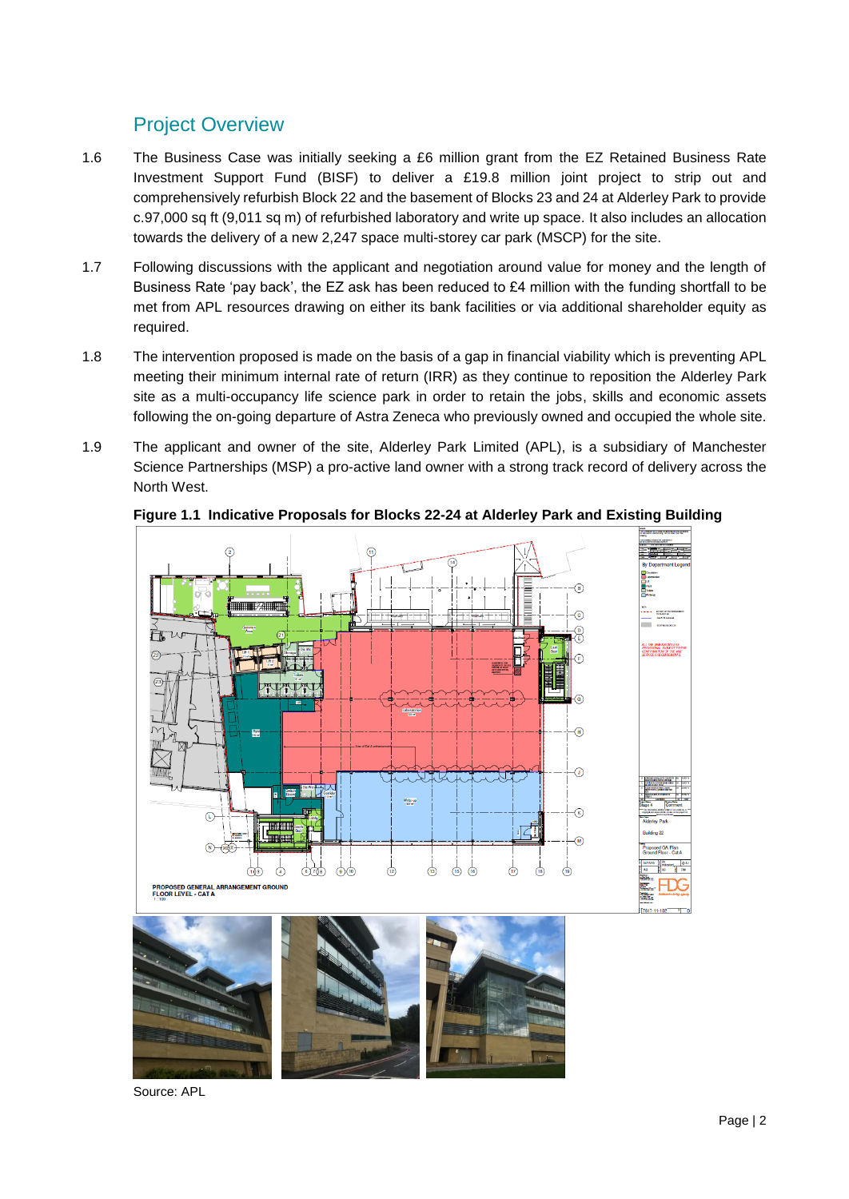## Project Overview

1.6 The Business Case was initially seeking a £6 million grant from the EZ Retained Business Rate Investment Support Fund (BISF) to deliver a £19.8 million joint project to strip out and comprehensively refurbish Block 22 and the basement of Blocks 23 and 24 at Alderley Park to provide c.97,000 sq ft (9,011 sq m) of refurbished laboratory and write up space. It also includes an allocation towards the delivery of a new 2,247 space multi-storey car park (MSCP) for the site.

1.7 Following discussions with the applicant and negotiation around value for money and the length of Business Rate 'pay back', the EZ ask has been reduced to £4 million with the funding shortfall to be met from APL resources drawing on either its bank facilities or via additional shareholder equity as required.

1.8 The intervention proposed is made on the basis of a gap in financial viability which is preventing APL meeting their minimum internal rate of return (IRR) as they continue to reposition the Alderley Park site as a multi-occupancy life science park in order to retain the jobs, skills and economic assets following the on-going departure of Astra Zeneca who previously owned and occupied the whole site.

1.9 The applicant and owner of the site, Alderley Park Limited (APL), is a subsidiary of Manchester Science Partnerships (MSP) a pro-active land owner with a strong track record of delivery across the North West.

**Figure 1.1 Indicative Proposals for Blocks 22-24 at Alderley Park and Existing Building**

Source: APL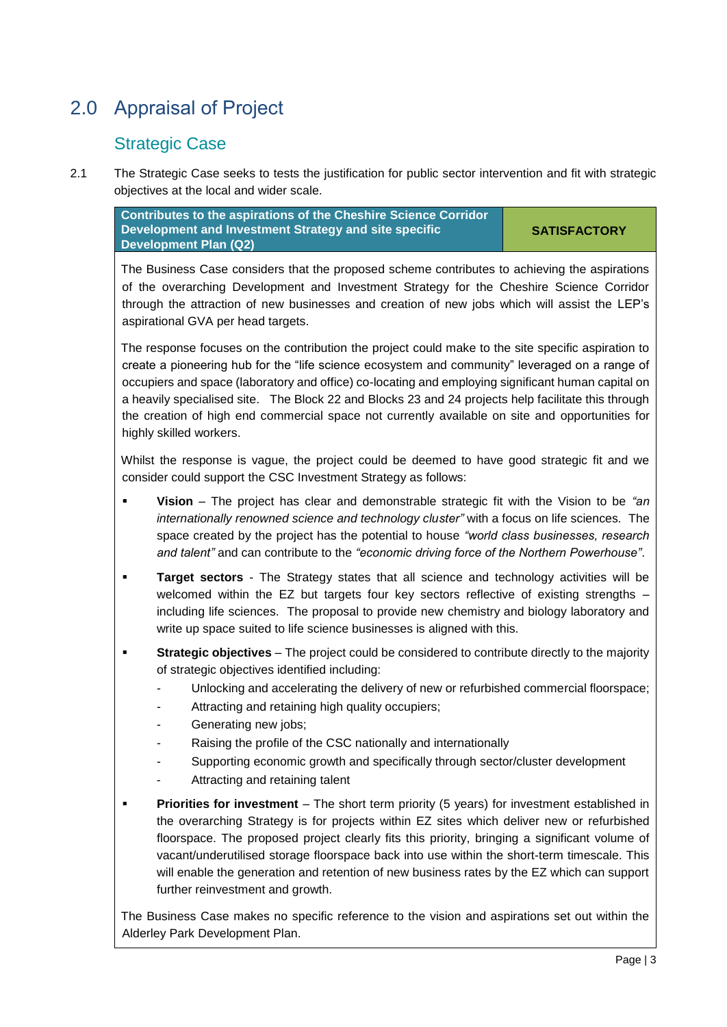# 2.0 Appraisal of Project

## Strategic Case

2.1 The Strategic Case seeks to tests the justification for public sector intervention and fit with strategic objectives at the local and wider scale.

| Contributes to the aspirations of the Cheshire Science Corridor Development and Investment Strategy and site specific Development Plan (Q2) | SATISFACTORY |
|---|---|

The Business Case considers that the proposed scheme contributes to achieving the aspirations of the overarching Development and Investment Strategy for the Cheshire Science Corridor through the attraction of new businesses and creation of new jobs which will assist the LEP's aspirational GVA per head targets.

The response focuses on the contribution the project could make to the site specific aspiration to create a pioneering hub for the "life science ecosystem and community" leveraged on a range of occupiers and space (laboratory and office) co-locating and employing significant human capital on a heavily specialised site. The Block 22 and Blocks 23 and 24 projects help facilitate this through the creation of high end commercial space not currently available on site and opportunities for highly skilled workers.

Whilst the response is vague, the project could be deemed to have good strategic fit and we consider could support the CSC Investment Strategy as follows:

- **Vision** – The project has clear and demonstrable strategic fit with the Vision to be *"an internationally renowned science and technology cluster"* with a focus on life sciences. The space created by the project has the potential to house *"world class businesses, research and talent"* and can contribute to the *"economic driving force of the Northern Powerhouse"*.
- **Target sectors** - The Strategy states that all science and technology activities will be welcomed within the EZ but targets four key sectors reflective of existing strengths – including life sciences. The proposal to provide new chemistry and biology laboratory and write up space suited to life science businesses is aligned with this.
- **Strategic objectives** – The project could be considered to contribute directly to the majority of strategic objectives identified including:
  - Unlocking and accelerating the delivery of new or refurbished commercial floorspace;
  - Attracting and retaining high quality occupiers;
  - Generating new jobs;
  - Raising the profile of the CSC nationally and internationally
  - Supporting economic growth and specifically through sector/cluster development
  - Attracting and retaining talent
- **Priorities for investment** – The short term priority (5 years) for investment established in the overarching Strategy is for projects within EZ sites which deliver new or refurbished floorspace. The proposed project clearly fits this priority, bringing a significant volume of vacant/underutilised storage floorspace back into use within the short-term timescale. This will enable the generation and retention of new business rates by the EZ which can support further reinvestment and growth.

The Business Case makes no specific reference to the vision and aspirations set out within the Alderley Park Development Plan.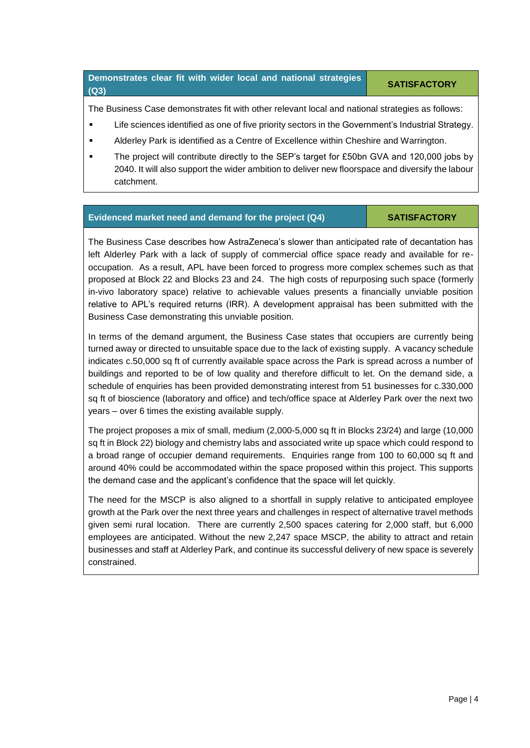| Demonstrates clear fit with wider local and national strategies (Q3) | SATISFACTORY |
| --- | --- |

The Business Case demonstrates fit with other relevant local and national strategies as follows:

- Life sciences identified as one of five priority sectors in the Government's Industrial Strategy.
- Alderley Park is identified as a Centre of Excellence within Cheshire and Warrington.
- The project will contribute directly to the SEP's target for £50bn GVA and 120,000 jobs by 2040. It will also support the wider ambition to deliver new floorspace and diversify the labour catchment.

| Evidenced market need and demand for the project (Q4) | SATISFACTORY |
| --- | --- |

The Business Case describes how AstraZeneca's slower than anticipated rate of decantation has left Alderley Park with a lack of supply of commercial office space ready and available for re-occupation. As a result, APL have been forced to progress more complex schemes such as that proposed at Block 22 and Blocks 23 and 24. The high costs of repurposing such space (formerly in-vivo laboratory space) relative to achievable values presents a financially unviable position relative to APL's required returns (IRR). A development appraisal has been submitted with the Business Case demonstrating this unviable position.

In terms of the demand argument, the Business Case states that occupiers are currently being turned away or directed to unsuitable space due to the lack of existing supply. A vacancy schedule indicates c.50,000 sq ft of currently available space across the Park is spread across a number of buildings and reported to be of low quality and therefore difficult to let. On the demand side, a schedule of enquiries has been provided demonstrating interest from 51 businesses for c.330,000 sq ft of bioscience (laboratory and office) and tech/office space at Alderley Park over the next two years – over 6 times the existing available supply.

The project proposes a mix of small, medium (2,000-5,000 sq ft in Blocks 23/24) and large (10,000 sq ft in Block 22) biology and chemistry labs and associated write up space which could respond to a broad range of occupier demand requirements. Enquiries range from 100 to 60,000 sq ft and around 40% could be accommodated within the space proposed within this project. This supports the demand case and the applicant's confidence that the space will let quickly.

The need for the MSCP is also aligned to a shortfall in supply relative to anticipated employee growth at the Park over the next three years and challenges in respect of alternative travel methods given semi rural location. There are currently 2,500 spaces catering for 2,000 staff, but 6,000 employees are anticipated. Without the new 2,247 space MSCP, the ability to attract and retain businesses and staff at Alderley Park, and continue its successful delivery of new space is severely constrained.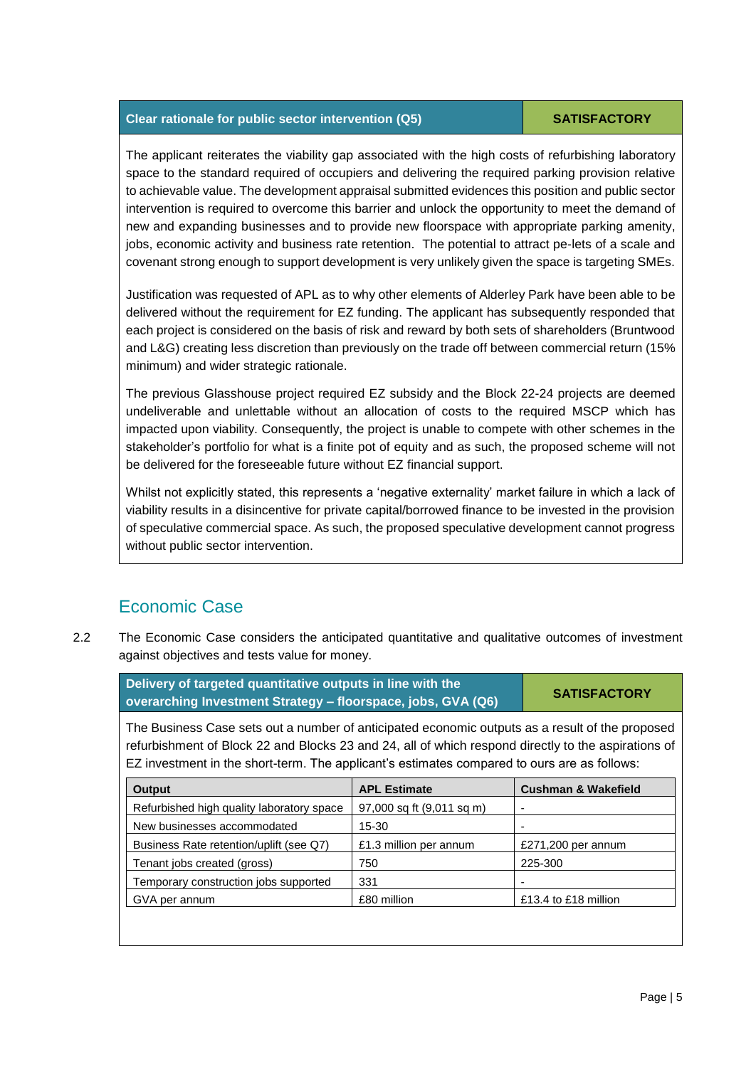| Clear rationale for public sector intervention (Q5) | SATISFACTORY |
|---|---|

The applicant reiterates the viability gap associated with the high costs of refurbishing laboratory space to the standard required of occupiers and delivering the required parking provision relative to achievable value. The development appraisal submitted evidences this position and public sector intervention is required to overcome this barrier and unlock the opportunity to meet the demand of new and expanding businesses and to provide new floorspace with appropriate parking amenity, jobs, economic activity and business rate retention. The potential to attract pe-lets of a scale and covenant strong enough to support development is very unlikely given the space is targeting SMEs.

Justification was requested of APL as to why other elements of Alderley Park have been able to be delivered without the requirement for EZ funding. The applicant has subsequently responded that each project is considered on the basis of risk and reward by both sets of shareholders (Bruntwood and L&G) creating less discretion than previously on the trade off between commercial return (15% minimum) and wider strategic rationale.

The previous Glasshouse project required EZ subsidy and the Block 22-24 projects are deemed undeliverable and unlettable without an allocation of costs to the required MSCP which has impacted upon viability. Consequently, the project is unable to compete with other schemes in the stakeholder's portfolio for what is a finite pot of equity and as such, the proposed scheme will not be delivered for the foreseeable future without EZ financial support.

Whilst not explicitly stated, this represents a 'negative externality' market failure in which a lack of viability results in a disincentive for private capital/borrowed finance to be invested in the provision of speculative commercial space. As such, the proposed speculative development cannot progress without public sector intervention.

## Economic Case

2.2 The Economic Case considers the anticipated quantitative and qualitative outcomes of investment against objectives and tests value for money.

| Delivery of targeted quantitative outputs in line with the overarching Investment Strategy – floorspace, jobs, GVA (Q6) | SATISFACTORY |
|---|---|

The Business Case sets out a number of anticipated economic outputs as a result of the proposed refurbishment of Block 22 and Blocks 23 and 24, all of which respond directly to the aspirations of EZ investment in the short-term. The applicant's estimates compared to ours are as follows:

| Output | APL Estimate | Cushman & Wakefield |
|---|---|---|
| Refurbished high quality laboratory space | 97,000 sq ft (9,011 sq m) | - |
| New businesses accommodated | 15-30 | - |
| Business Rate retention/uplift (see Q7) | £1.3 million per annum | £271,200 per annum |
| Tenant jobs created (gross) | 750 | 225-300 |
| Temporary construction jobs supported | 331 | - |
| GVA per annum | £80 million | £13.4 to £18 million |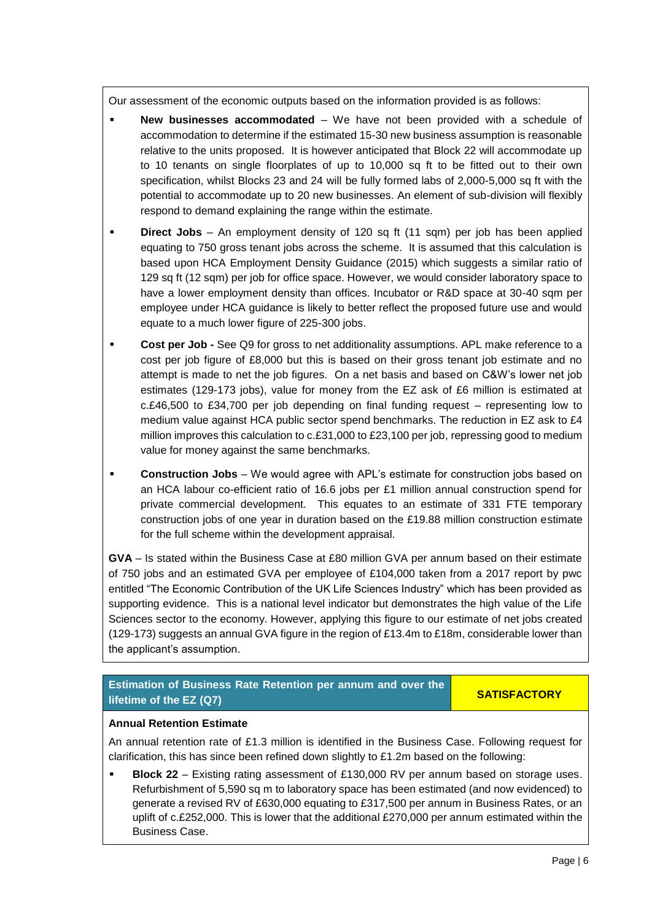Our assessment of the economic outputs based on the information provided is as follows:

- **New businesses accommodated** – We have not been provided with a schedule of accommodation to determine if the estimated 15-30 new business assumption is reasonable relative to the units proposed. It is however anticipated that Block 22 will accommodate up to 10 tenants on single floorplates of up to 10,000 sq ft to be fitted out to their own specification, whilst Blocks 23 and 24 will be fully formed labs of 2,000-5,000 sq ft with the potential to accommodate up to 20 new businesses. An element of sub-division will flexibly respond to demand explaining the range within the estimate.
- **Direct Jobs** – An employment density of 120 sq ft (11 sqm) per job has been applied equating to 750 gross tenant jobs across the scheme. It is assumed that this calculation is based upon HCA Employment Density Guidance (2015) which suggests a similar ratio of 129 sq ft (12 sqm) per job for office space. However, we would consider laboratory space to have a lower employment density than offices. Incubator or R&D space at 30-40 sqm per employee under HCA guidance is likely to better reflect the proposed future use and would equate to a much lower figure of 225-300 jobs.
- **Cost per Job -** See Q9 for gross to net additionality assumptions. APL make reference to a cost per job figure of £8,000 but this is based on their gross tenant job estimate and no attempt is made to net the job figures. On a net basis and based on C&W's lower net job estimates (129-173 jobs), value for money from the EZ ask of £6 million is estimated at c.£46,500 to £34,700 per job depending on final funding request – representing low to medium value against HCA public sector spend benchmarks. The reduction in EZ ask to £4 million improves this calculation to c.£31,000 to £23,100 per job, repressing good to medium value for money against the same benchmarks.
- **Construction Jobs** – We would agree with APL's estimate for construction jobs based on an HCA labour co-efficient ratio of 16.6 jobs per £1 million annual construction spend for private commercial development. This equates to an estimate of 331 FTE temporary construction jobs of one year in duration based on the £19.88 million construction estimate for the full scheme within the development appraisal.

**GVA** – Is stated within the Business Case at £80 million GVA per annum based on their estimate of 750 jobs and an estimated GVA per employee of £104,000 taken from a 2017 report by pwc entitled "The Economic Contribution of the UK Life Sciences Industry" which has been provided as supporting evidence. This is a national level indicator but demonstrates the high value of the Life Sciences sector to the economy. However, applying this figure to our estimate of net jobs created (129-173) suggests an annual GVA figure in the region of £13.4m to £18m, considerable lower than the applicant's assumption.

| Estimation of Business Rate Retention per annum and over the lifetime of the EZ (Q7) | SATISFACTORY |
|---|---|

**Annual Retention Estimate**

An annual retention rate of £1.3 million is identified in the Business Case. Following request for clarification, this has since been refined down slightly to £1.2m based on the following:

- **Block 22** – Existing rating assessment of £130,000 RV per annum based on storage uses. Refurbishment of 5,590 sq m to laboratory space has been estimated (and now evidenced) to generate a revised RV of £630,000 equating to £317,500 per annum in Business Rates, or an uplift of c.£252,000. This is lower that the additional £270,000 per annum estimated within the Business Case.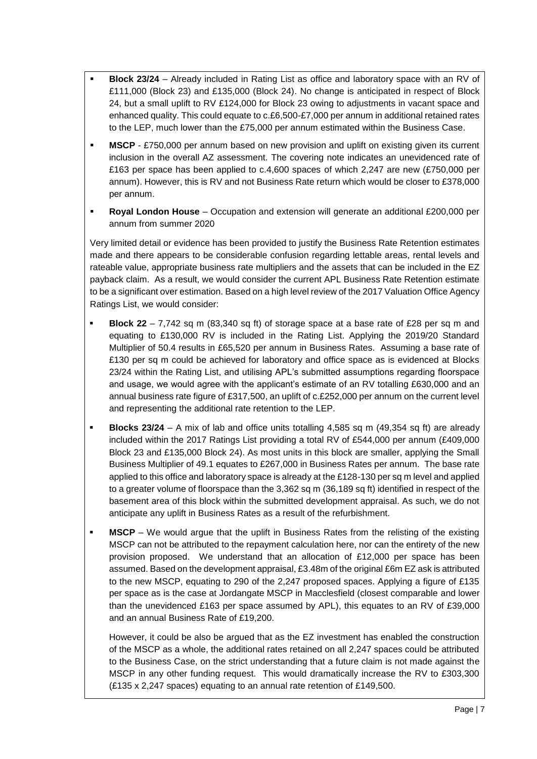- **Block 23/24** – Already included in Rating List as office and laboratory space with an RV of £111,000 (Block 23) and £135,000 (Block 24). No change is anticipated in respect of Block 24, but a small uplift to RV £124,000 for Block 23 owing to adjustments in vacant space and enhanced quality. This could equate to c.£6,500-£7,000 per annum in additional retained rates to the LEP, much lower than the £75,000 per annum estimated within the Business Case.
- **MSCP** - £750,000 per annum based on new provision and uplift on existing given its current inclusion in the overall AZ assessment. The covering note indicates an unevidenced rate of £163 per space has been applied to c.4,600 spaces of which 2,247 are new (£750,000 per annum). However, this is RV and not Business Rate return which would be closer to £378,000 per annum.
- **Royal London House** – Occupation and extension will generate an additional £200,000 per annum from summer 2020

Very limited detail or evidence has been provided to justify the Business Rate Retention estimates made and there appears to be considerable confusion regarding lettable areas, rental levels and rateable value, appropriate business rate multipliers and the assets that can be included in the EZ payback claim. As a result, we would consider the current APL Business Rate Retention estimate to be a significant over estimation. Based on a high level review of the 2017 Valuation Office Agency Ratings List, we would consider:

- **Block 22** – 7,742 sq m (83,340 sq ft) of storage space at a base rate of £28 per sq m and equating to £130,000 RV is included in the Rating List. Applying the 2019/20 Standard Multiplier of 50.4 results in £65,520 per annum in Business Rates. Assuming a base rate of £130 per sq m could be achieved for laboratory and office space as is evidenced at Blocks 23/24 within the Rating List, and utilising APL's submitted assumptions regarding floorspace and usage, we would agree with the applicant's estimate of an RV totalling £630,000 and an annual business rate figure of £317,500, an uplift of c.£252,000 per annum on the current level and representing the additional rate retention to the LEP.
- **Blocks 23/24** – A mix of lab and office units totalling 4,585 sq m (49,354 sq ft) are already included within the 2017 Ratings List providing a total RV of £544,000 per annum (£409,000 Block 23 and £135,000 Block 24). As most units in this block are smaller, applying the Small Business Multiplier of 49.1 equates to £267,000 in Business Rates per annum. The base rate applied to this office and laboratory space is already at the £128-130 per sq m level and applied to a greater volume of floorspace than the 3,362 sq m (36,189 sq ft) identified in respect of the basement area of this block within the submitted development appraisal. As such, we do not anticipate any uplift in Business Rates as a result of the refurbishment.
- **MSCP** – We would argue that the uplift in Business Rates from the relisting of the existing MSCP can not be attributed to the repayment calculation here, nor can the entirety of the new provision proposed. We understand that an allocation of £12,000 per space has been assumed. Based on the development appraisal, £3.48m of the original £6m EZ ask is attributed to the new MSCP, equating to 290 of the 2,247 proposed spaces. Applying a figure of £135 per space as is the case at Jordangate MSCP in Macclesfield (closest comparable and lower than the unevidenced £163 per space assumed by APL), this equates to an RV of £39,000 and an annual Business Rate of £19,200.

  However, it could be also be argued that as the EZ investment has enabled the construction of the MSCP as a whole, the additional rates retained on all 2,247 spaces could be attributed to the Business Case, on the strict understanding that a future claim is not made against the MSCP in any other funding request. This would dramatically increase the RV to £303,300 (£135 x 2,247 spaces) equating to an annual rate retention of £149,500.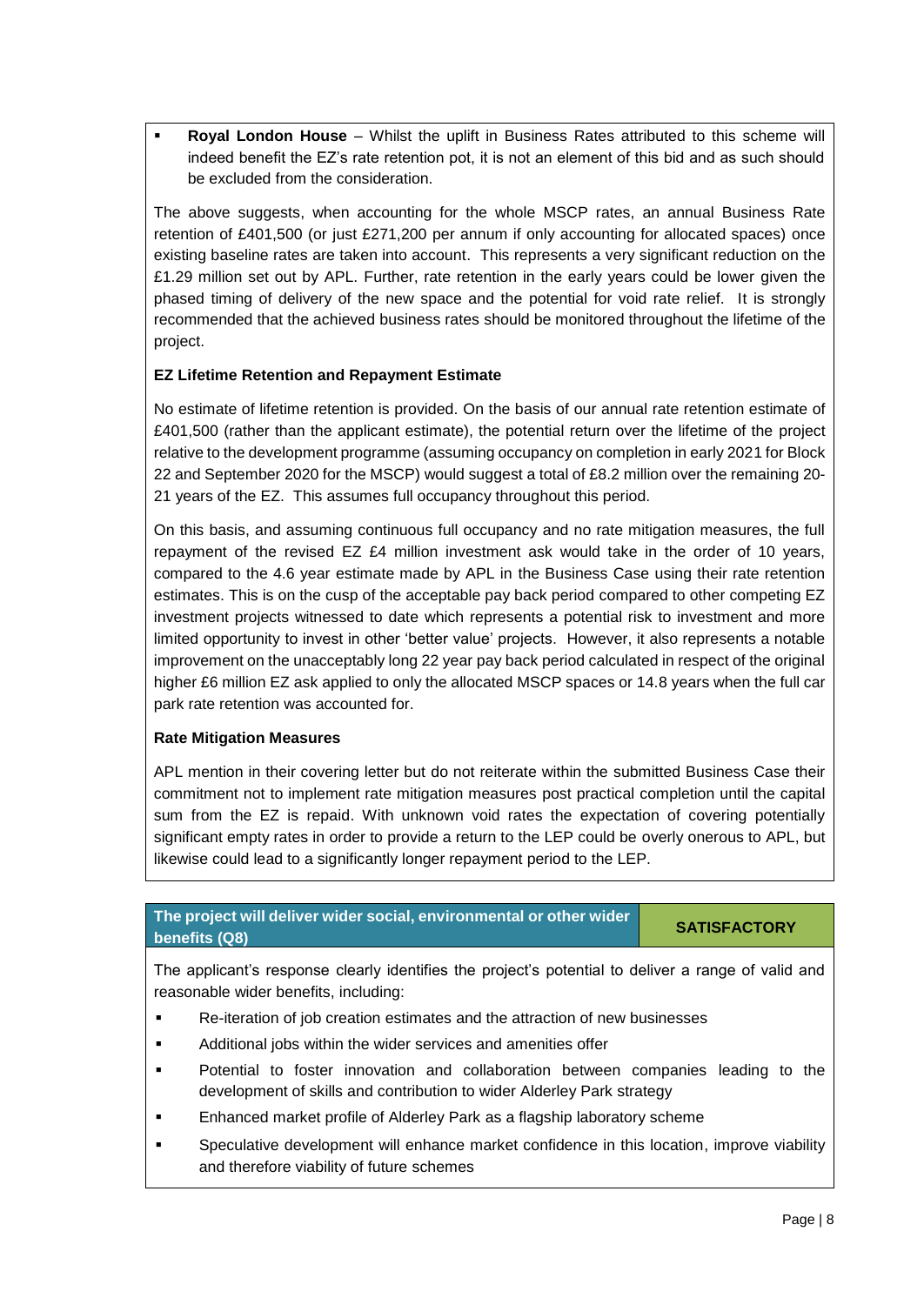- **Royal London House** – Whilst the uplift in Business Rates attributed to this scheme will indeed benefit the EZ's rate retention pot, it is not an element of this bid and as such should be excluded from the consideration.

The above suggests, when accounting for the whole MSCP rates, an annual Business Rate retention of £401,500 (or just £271,200 per annum if only accounting for allocated spaces) once existing baseline rates are taken into account. This represents a very significant reduction on the £1.29 million set out by APL. Further, rate retention in the early years could be lower given the phased timing of delivery of the new space and the potential for void rate relief. It is strongly recommended that the achieved business rates should be monitored throughout the lifetime of the project.

**EZ Lifetime Retention and Repayment Estimate**

No estimate of lifetime retention is provided. On the basis of our annual rate retention estimate of £401,500 (rather than the applicant estimate), the potential return over the lifetime of the project relative to the development programme (assuming occupancy on completion in early 2021 for Block 22 and September 2020 for the MSCP) would suggest a total of £8.2 million over the remaining 20-21 years of the EZ. This assumes full occupancy throughout this period.

On this basis, and assuming continuous full occupancy and no rate mitigation measures, the full repayment of the revised EZ £4 million investment ask would take in the order of 10 years, compared to the 4.6 year estimate made by APL in the Business Case using their rate retention estimates. This is on the cusp of the acceptable pay back period compared to other competing EZ investment projects witnessed to date which represents a potential risk to investment and more limited opportunity to invest in other 'better value' projects. However, it also represents a notable improvement on the unacceptably long 22 year pay back period calculated in respect of the original higher £6 million EZ ask applied to only the allocated MSCP spaces or 14.8 years when the full car park rate retention was accounted for.

**Rate Mitigation Measures**

APL mention in their covering letter but do not reiterate within the submitted Business Case their commitment not to implement rate mitigation measures post practical completion until the capital sum from the EZ is repaid. With unknown void rates the expectation of covering potentially significant empty rates in order to provide a return to the LEP could be overly onerous to APL, but likewise could lead to a significantly longer repayment period to the LEP.

| The project will deliver wider social, environmental or other wider benefits (Q8) | SATISFACTORY |
|---|---|

The applicant's response clearly identifies the project's potential to deliver a range of valid and reasonable wider benefits, including:

- Re-iteration of job creation estimates and the attraction of new businesses
- Additional jobs within the wider services and amenities offer
- Potential to foster innovation and collaboration between companies leading to the development of skills and contribution to wider Alderley Park strategy
- Enhanced market profile of Alderley Park as a flagship laboratory scheme
- Speculative development will enhance market confidence in this location, improve viability and therefore viability of future schemes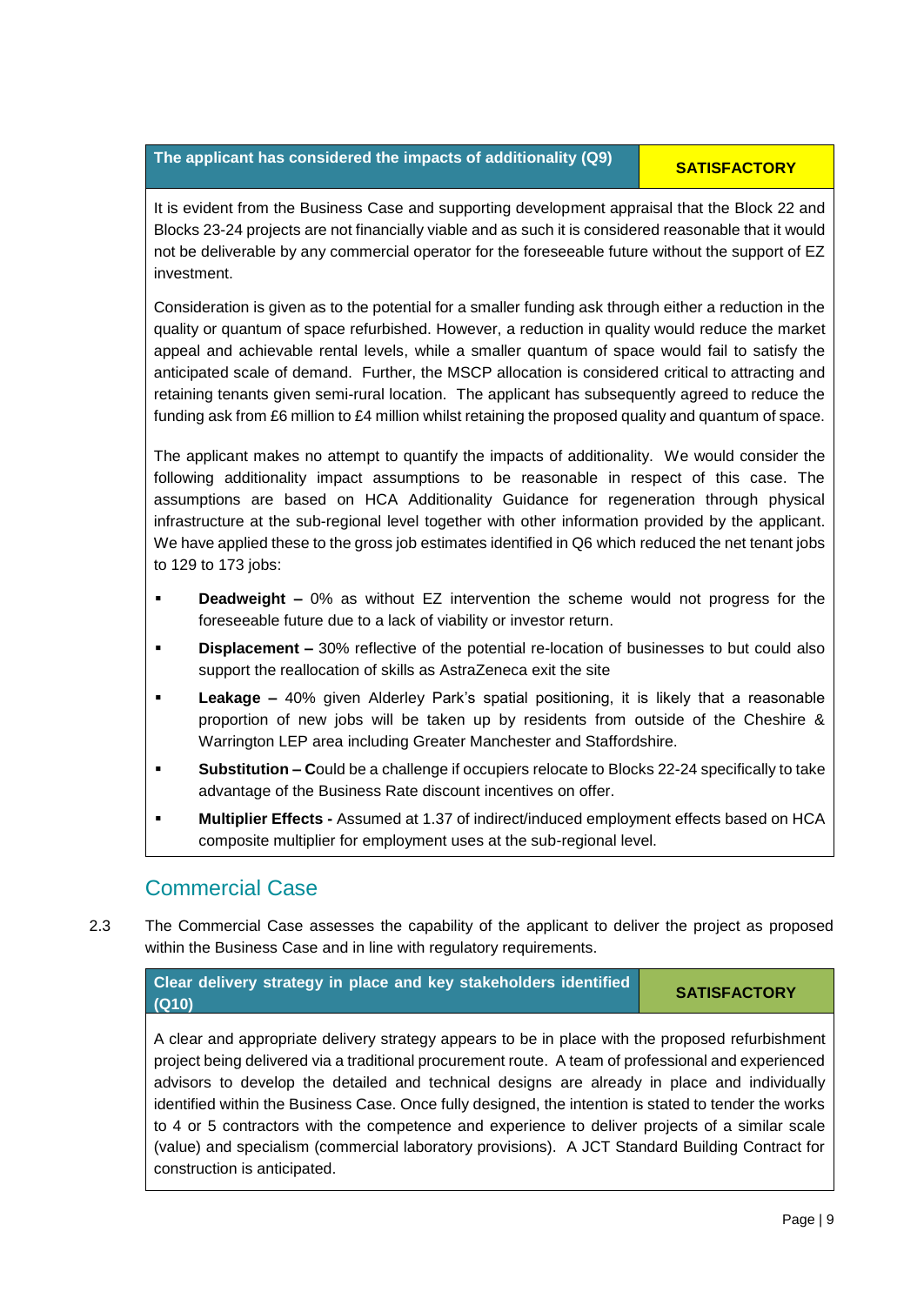| The applicant has considered the impacts of additionality (Q9) | SATISFACTORY |
| --- | --- |

It is evident from the Business Case and supporting development appraisal that the Block 22 and Blocks 23-24 projects are not financially viable and as such it is considered reasonable that it would not be deliverable by any commercial operator for the foreseeable future without the support of EZ investment.

Consideration is given as to the potential for a smaller funding ask through either a reduction in the quality or quantum of space refurbished. However, a reduction in quality would reduce the market appeal and achievable rental levels, while a smaller quantum of space would fail to satisfy the anticipated scale of demand. Further, the MSCP allocation is considered critical to attracting and retaining tenants given semi-rural location. The applicant has subsequently agreed to reduce the funding ask from £6 million to £4 million whilst retaining the proposed quality and quantum of space.

The applicant makes no attempt to quantify the impacts of additionality. We would consider the following additionality impact assumptions to be reasonable in respect of this case. The assumptions are based on HCA Additionality Guidance for regeneration through physical infrastructure at the sub-regional level together with other information provided by the applicant. We have applied these to the gross job estimates identified in Q6 which reduced the net tenant jobs to 129 to 173 jobs:

- **Deadweight –** 0% as without EZ intervention the scheme would not progress for the foreseeable future due to a lack of viability or investor return.
- **Displacement –** 30% reflective of the potential re-location of businesses to but could also support the reallocation of skills as AstraZeneca exit the site
- **Leakage –** 40% given Alderley Park's spatial positioning, it is likely that a reasonable proportion of new jobs will be taken up by residents from outside of the Cheshire & Warrington LEP area including Greater Manchester and Staffordshire.
- **Substitution – C**ould be a challenge if occupiers relocate to Blocks 22-24 specifically to take advantage of the Business Rate discount incentives on offer.
- **Multiplier Effects -** Assumed at 1.37 of indirect/induced employment effects based on HCA composite multiplier for employment uses at the sub-regional level.

## Commercial Case

2.3 The Commercial Case assesses the capability of the applicant to deliver the project as proposed within the Business Case and in line with regulatory requirements.

| Clear delivery strategy in place and key stakeholders identified (Q10) | SATISFACTORY |
| --- | --- |

A clear and appropriate delivery strategy appears to be in place with the proposed refurbishment project being delivered via a traditional procurement route. A team of professional and experienced advisors to develop the detailed and technical designs are already in place and individually identified within the Business Case. Once fully designed, the intention is stated to tender the works to 4 or 5 contractors with the competence and experience to deliver projects of a similar scale (value) and specialism (commercial laboratory provisions). A JCT Standard Building Contract for construction is anticipated.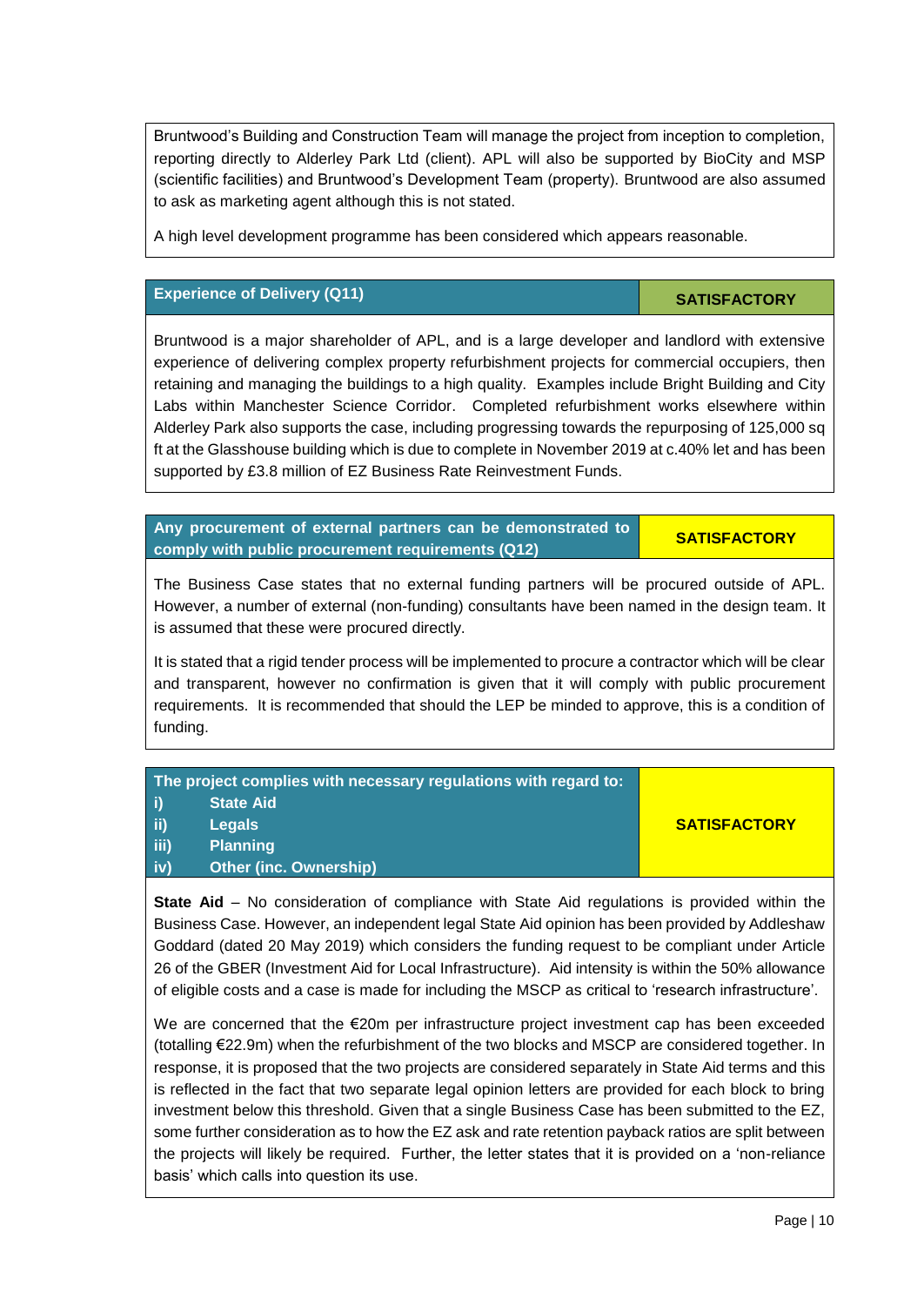Bruntwood's Building and Construction Team will manage the project from inception to completion, reporting directly to Alderley Park Ltd (client). APL will also be supported by BioCity and MSP (scientific facilities) and Bruntwood's Development Team (property). Bruntwood are also assumed to ask as marketing agent although this is not stated.

A high level development programme has been considered which appears reasonable.

| **Experience of Delivery (Q11)** | **SATISFACTORY** |
|---|---|

Bruntwood is a major shareholder of APL, and is a large developer and landlord with extensive experience of delivering complex property refurbishment projects for commercial occupiers, then retaining and managing the buildings to a high quality. Examples include Bright Building and City Labs within Manchester Science Corridor. Completed refurbishment works elsewhere within Alderley Park also supports the case, including progressing towards the repurposing of 125,000 sq ft at the Glasshouse building which is due to complete in November 2019 at c.40% let and has been supported by £3.8 million of EZ Business Rate Reinvestment Funds.

| **Any procurement of external partners can be demonstrated to comply with public procurement requirements (Q12)** | **SATISFACTORY** |
|---|---|

The Business Case states that no external funding partners will be procured outside of APL. However, a number of external (non-funding) consultants have been named in the design team. It is assumed that these were procured directly.

It is stated that a rigid tender process will be implemented to procure a contractor which will be clear and transparent, however no confirmation is given that it will comply with public procurement requirements. It is recommended that should the LEP be minded to approve, this is a condition of funding.

| **The project complies with necessary regulations with regard to:**<br>**i) State Aid**<br>**ii) Legals**<br>**iii) Planning**<br>**iv) Other (inc. Ownership)** | **SATISFACTORY** |
|---|---|

**State Aid** – No consideration of compliance with State Aid regulations is provided within the Business Case. However, an independent legal State Aid opinion has been provided by Addleshaw Goddard (dated 20 May 2019) which considers the funding request to be compliant under Article 26 of the GBER (Investment Aid for Local Infrastructure). Aid intensity is within the 50% allowance of eligible costs and a case is made for including the MSCP as critical to 'research infrastructure'.

We are concerned that the €20m per infrastructure project investment cap has been exceeded (totalling €22.9m) when the refurbishment of the two blocks and MSCP are considered together. In response, it is proposed that the two projects are considered separately in State Aid terms and this is reflected in the fact that two separate legal opinion letters are provided for each block to bring investment below this threshold. Given that a single Business Case has been submitted to the EZ, some further consideration as to how the EZ ask and rate retention payback ratios are split between the projects will likely be required. Further, the letter states that it is provided on a 'non-reliance basis' which calls into question its use.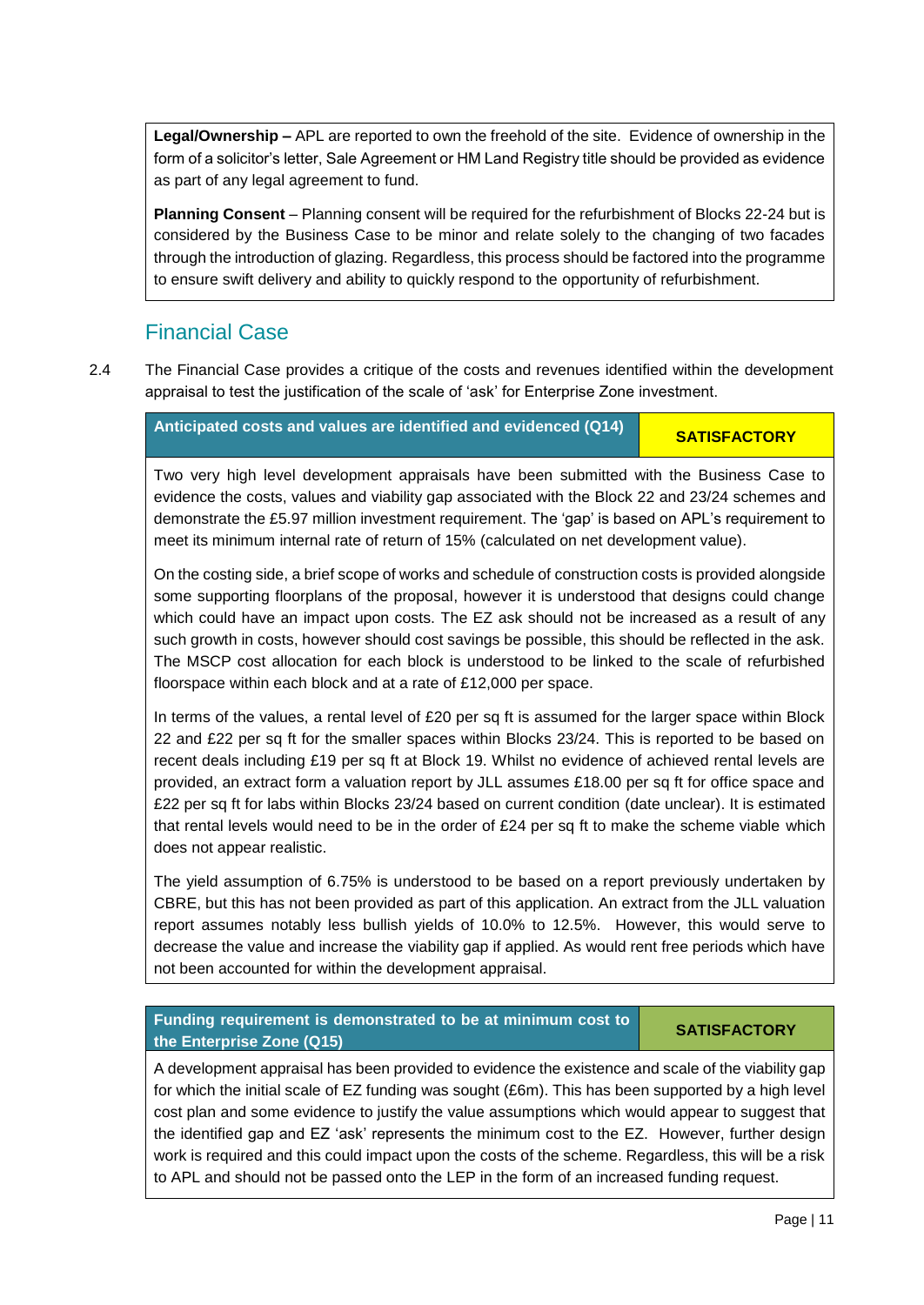**Legal/Ownership –** APL are reported to own the freehold of the site. Evidence of ownership in the form of a solicitor's letter, Sale Agreement or HM Land Registry title should be provided as evidence as part of any legal agreement to fund.

**Planning Consent** – Planning consent will be required for the refurbishment of Blocks 22-24 but is considered by the Business Case to be minor and relate solely to the changing of two facades through the introduction of glazing. Regardless, this process should be factored into the programme to ensure swift delivery and ability to quickly respond to the opportunity of refurbishment.

## Financial Case

2.4 The Financial Case provides a critique of the costs and revenues identified within the development appraisal to test the justification of the scale of 'ask' for Enterprise Zone investment.

| **Anticipated costs and values are identified and evidenced (Q14)** | **SATISFACTORY** |
|---|---|

Two very high level development appraisals have been submitted with the Business Case to evidence the costs, values and viability gap associated with the Block 22 and 23/24 schemes and demonstrate the £5.97 million investment requirement. The 'gap' is based on APL's requirement to meet its minimum internal rate of return of 15% (calculated on net development value).

On the costing side, a brief scope of works and schedule of construction costs is provided alongside some supporting floorplans of the proposal, however it is understood that designs could change which could have an impact upon costs. The EZ ask should not be increased as a result of any such growth in costs, however should cost savings be possible, this should be reflected in the ask. The MSCP cost allocation for each block is understood to be linked to the scale of refurbished floorspace within each block and at a rate of £12,000 per space.

In terms of the values, a rental level of £20 per sq ft is assumed for the larger space within Block 22 and £22 per sq ft for the smaller spaces within Blocks 23/24. This is reported to be based on recent deals including £19 per sq ft at Block 19. Whilst no evidence of achieved rental levels are provided, an extract form a valuation report by JLL assumes £18.00 per sq ft for office space and £22 per sq ft for labs within Blocks 23/24 based on current condition (date unclear). It is estimated that rental levels would need to be in the order of £24 per sq ft to make the scheme viable which does not appear realistic.

The yield assumption of 6.75% is understood to be based on a report previously undertaken by CBRE, but this has not been provided as part of this application. An extract from the JLL valuation report assumes notably less bullish yields of 10.0% to 12.5%. However, this would serve to decrease the value and increase the viability gap if applied. As would rent free periods which have not been accounted for within the development appraisal.

| **Funding requirement is demonstrated to be at minimum cost to the Enterprise Zone (Q15)** | **SATISFACTORY** |
|---|---|

A development appraisal has been provided to evidence the existence and scale of the viability gap for which the initial scale of EZ funding was sought (£6m). This has been supported by a high level cost plan and some evidence to justify the value assumptions which would appear to suggest that the identified gap and EZ 'ask' represents the minimum cost to the EZ. However, further design work is required and this could impact upon the costs of the scheme. Regardless, this will be a risk to APL and should not be passed onto the LEP in the form of an increased funding request.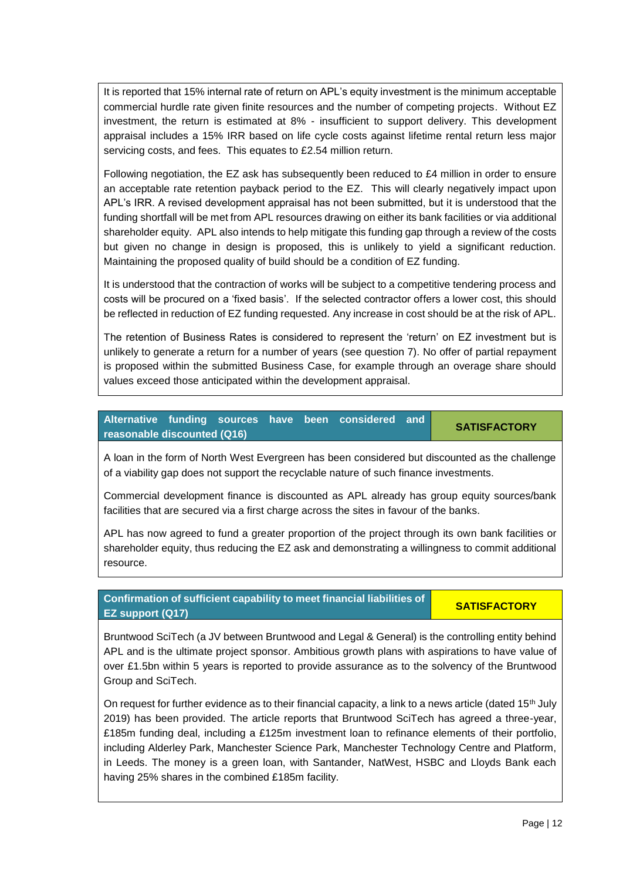It is reported that 15% internal rate of return on APL's equity investment is the minimum acceptable commercial hurdle rate given finite resources and the number of competing projects. Without EZ investment, the return is estimated at 8% - insufficient to support delivery. This development appraisal includes a 15% IRR based on life cycle costs against lifetime rental return less major servicing costs, and fees. This equates to £2.54 million return.

Following negotiation, the EZ ask has subsequently been reduced to £4 million in order to ensure an acceptable rate retention payback period to the EZ. This will clearly negatively impact upon APL's IRR. A revised development appraisal has not been submitted, but it is understood that the funding shortfall will be met from APL resources drawing on either its bank facilities or via additional shareholder equity. APL also intends to help mitigate this funding gap through a review of the costs but given no change in design is proposed, this is unlikely to yield a significant reduction. Maintaining the proposed quality of build should be a condition of EZ funding.

It is understood that the contraction of works will be subject to a competitive tendering process and costs will be procured on a 'fixed basis'. If the selected contractor offers a lower cost, this should be reflected in reduction of EZ funding requested. Any increase in cost should be at the risk of APL.

The retention of Business Rates is considered to represent the 'return' on EZ investment but is unlikely to generate a return for a number of years (see question 7). No offer of partial repayment is proposed within the submitted Business Case, for example through an overage share should values exceed those anticipated within the development appraisal.

| Alternative funding sources have been considered and reasonable discounted (Q16) | SATISFACTORY |
|---|---|

A loan in the form of North West Evergreen has been considered but discounted as the challenge of a viability gap does not support the recyclable nature of such finance investments.

Commercial development finance is discounted as APL already has group equity sources/bank facilities that are secured via a first charge across the sites in favour of the banks.

APL has now agreed to fund a greater proportion of the project through its own bank facilities or shareholder equity, thus reducing the EZ ask and demonstrating a willingness to commit additional resource.

| Confirmation of sufficient capability to meet financial liabilities of EZ support (Q17) | SATISFACTORY |
|---|---|

Bruntwood SciTech (a JV between Bruntwood and Legal & General) is the controlling entity behind APL and is the ultimate project sponsor. Ambitious growth plans with aspirations to have value of over £1.5bn within 5 years is reported to provide assurance as to the solvency of the Bruntwood Group and SciTech.

On request for further evidence as to their financial capacity, a link to a news article (dated 15th July 2019) has been provided. The article reports that Bruntwood SciTech has agreed a three-year, £185m funding deal, including a £125m investment loan to refinance elements of their portfolio, including Alderley Park, Manchester Science Park, Manchester Technology Centre and Platform, in Leeds. The money is a green loan, with Santander, NatWest, HSBC and Lloyds Bank each having 25% shares in the combined £185m facility.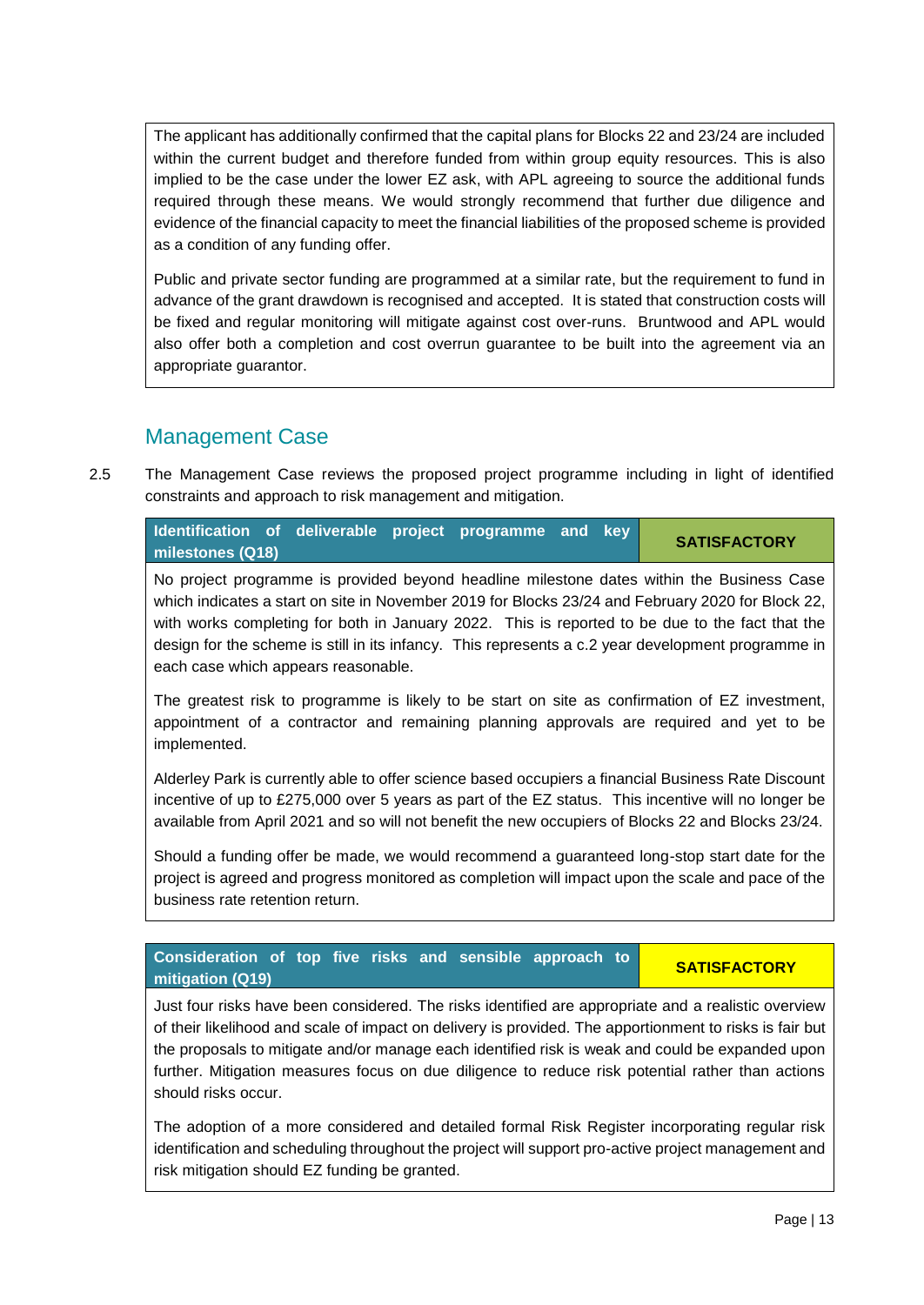The applicant has additionally confirmed that the capital plans for Blocks 22 and 23/24 are included within the current budget and therefore funded from within group equity resources. This is also implied to be the case under the lower EZ ask, with APL agreeing to source the additional funds required through these means. We would strongly recommend that further due diligence and evidence of the financial capacity to meet the financial liabilities of the proposed scheme is provided as a condition of any funding offer.

Public and private sector funding are programmed at a similar rate, but the requirement to fund in advance of the grant drawdown is recognised and accepted. It is stated that construction costs will be fixed and regular monitoring will mitigate against cost over-runs. Bruntwood and APL would also offer both a completion and cost overrun guarantee to be built into the agreement via an appropriate guarantor.

## Management Case

2.5 The Management Case reviews the proposed project programme including in light of identified constraints and approach to risk management and mitigation.

| **Identification of deliverable project programme and key milestones (Q18)** | **SATISFACTORY** |
|---|---|

No project programme is provided beyond headline milestone dates within the Business Case which indicates a start on site in November 2019 for Blocks 23/24 and February 2020 for Block 22, with works completing for both in January 2022. This is reported to be due to the fact that the design for the scheme is still in its infancy. This represents a c.2 year development programme in each case which appears reasonable.

The greatest risk to programme is likely to be start on site as confirmation of EZ investment, appointment of a contractor and remaining planning approvals are required and yet to be implemented.

Alderley Park is currently able to offer science based occupiers a financial Business Rate Discount incentive of up to £275,000 over 5 years as part of the EZ status. This incentive will no longer be available from April 2021 and so will not benefit the new occupiers of Blocks 22 and Blocks 23/24.

Should a funding offer be made, we would recommend a guaranteed long-stop start date for the project is agreed and progress monitored as completion will impact upon the scale and pace of the business rate retention return.

| **Consideration of top five risks and sensible approach to mitigation (Q19)** | **SATISFACTORY** |
|---|---|

Just four risks have been considered. The risks identified are appropriate and a realistic overview of their likelihood and scale of impact on delivery is provided. The apportionment to risks is fair but the proposals to mitigate and/or manage each identified risk is weak and could be expanded upon further. Mitigation measures focus on due diligence to reduce risk potential rather than actions should risks occur.

The adoption of a more considered and detailed formal Risk Register incorporating regular risk identification and scheduling throughout the project will support pro-active project management and risk mitigation should EZ funding be granted.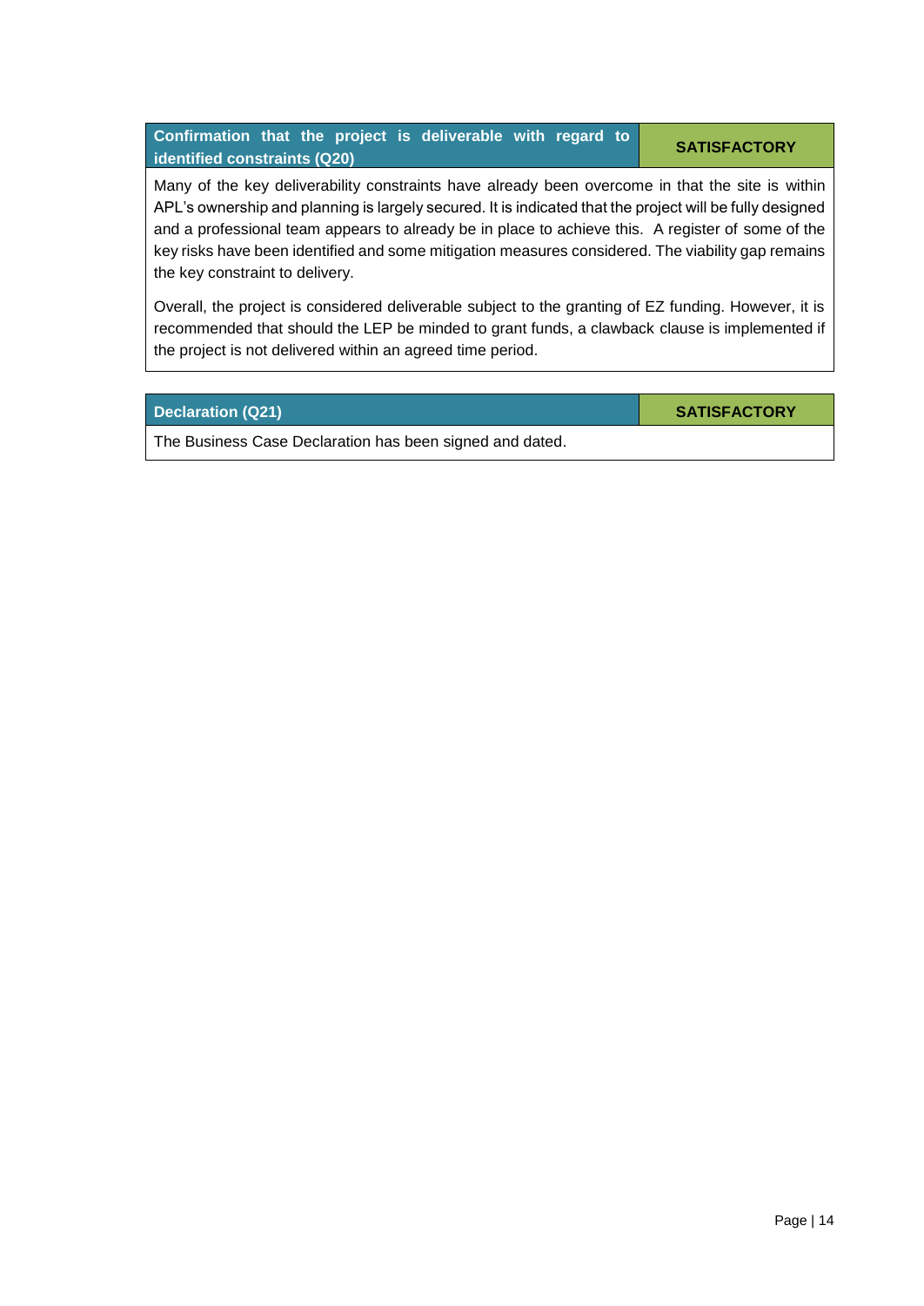| Confirmation that the project is deliverable with regard to identified constraints (Q20) | SATISFACTORY |
|---|---|

Many of the key deliverability constraints have already been overcome in that the site is within APL's ownership and planning is largely secured. It is indicated that the project will be fully designed and a professional team appears to already be in place to achieve this. A register of some of the key risks have been identified and some mitigation measures considered. The viability gap remains the key constraint to delivery.

Overall, the project is considered deliverable subject to the granting of EZ funding. However, it is recommended that should the LEP be minded to grant funds, a clawback clause is implemented if the project is not delivered within an agreed time period.

| Declaration (Q21) | SATISFACTORY |
|---|---|

The Business Case Declaration has been signed and dated.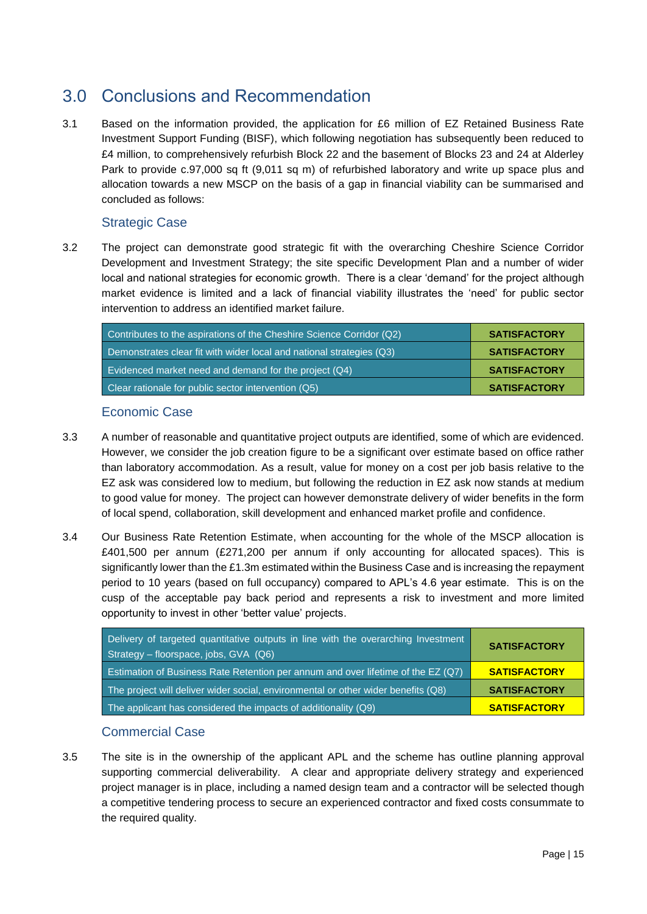# 3.0 Conclusions and Recommendation

3.1 Based on the information provided, the application for £6 million of EZ Retained Business Rate Investment Support Funding (BISF), which following negotiation has subsequently been reduced to £4 million, to comprehensively refurbish Block 22 and the basement of Blocks 23 and 24 at Alderley Park to provide c.97,000 sq ft (9,011 sq m) of refurbished laboratory and write up space plus and allocation towards a new MSCP on the basis of a gap in financial viability can be summarised and concluded as follows:

## Strategic Case

3.2 The project can demonstrate good strategic fit with the overarching Cheshire Science Corridor Development and Investment Strategy; the site specific Development Plan and a number of wider local and national strategies for economic growth. There is a clear 'demand' for the project although market evidence is limited and a lack of financial viability illustrates the 'need' for public sector intervention to address an identified market failure.

| | |
|---|---|
| Contributes to the aspirations of the Cheshire Science Corridor (Q2) | SATISFACTORY |
| Demonstrates clear fit with wider local and national strategies (Q3) | SATISFACTORY |
| Evidenced market need and demand for the project (Q4) | SATISFACTORY |
| Clear rationale for public sector intervention (Q5) | SATISFACTORY |

## Economic Case

3.3 A number of reasonable and quantitative project outputs are identified, some of which are evidenced. However, we consider the job creation figure to be a significant over estimate based on office rather than laboratory accommodation. As a result, value for money on a cost per job basis relative to the EZ ask was considered low to medium, but following the reduction in EZ ask now stands at medium to good value for money. The project can however demonstrate delivery of wider benefits in the form of local spend, collaboration, skill development and enhanced market profile and confidence.

3.4 Our Business Rate Retention Estimate, when accounting for the whole of the MSCP allocation is £401,500 per annum (£271,200 per annum if only accounting for allocated spaces). This is significantly lower than the £1.3m estimated within the Business Case and is increasing the repayment period to 10 years (based on full occupancy) compared to APL's 4.6 year estimate. This is on the cusp of the acceptable pay back period and represents a risk to investment and more limited opportunity to invest in other 'better value' projects.

| | |
|---|---|
| Delivery of targeted quantitative outputs in line with the overarching Investment Strategy – floorspace, jobs, GVA (Q6) | SATISFACTORY |
| Estimation of Business Rate Retention per annum and over lifetime of the EZ (Q7) | SATISFACTORY |
| The project will deliver wider social, environmental or other wider benefits (Q8) | SATISFACTORY |
| The applicant has considered the impacts of additionality (Q9) | SATISFACTORY |

## Commercial Case

3.5 The site is in the ownership of the applicant APL and the scheme has outline planning approval supporting commercial deliverability. A clear and appropriate delivery strategy and experienced project manager is in place, including a named design team and a contractor will be selected though a competitive tendering process to secure an experienced contractor and fixed costs consummate to the required quality.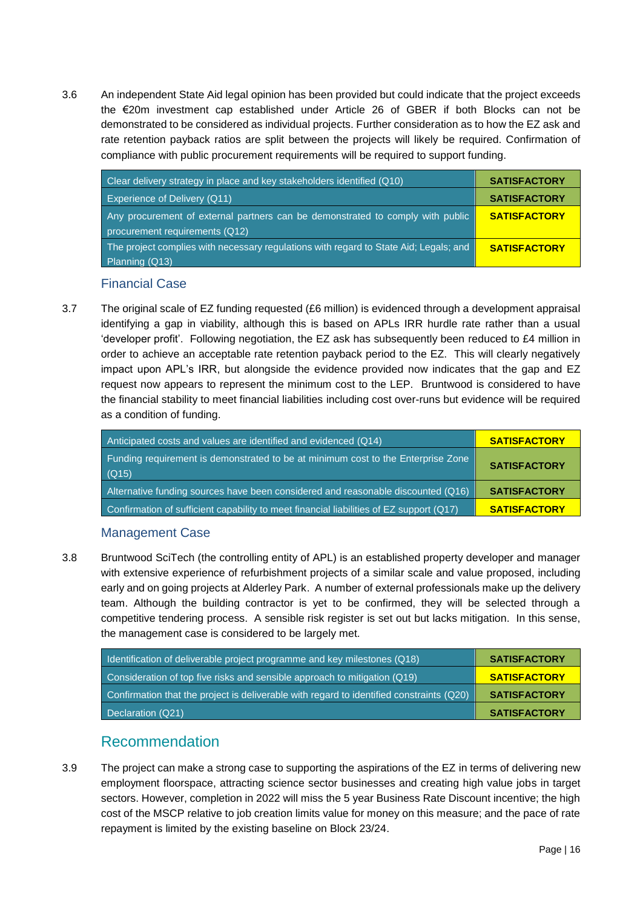3.6 An independent State Aid legal opinion has been provided but could indicate that the project exceeds the €20m investment cap established under Article 26 of GBER if both Blocks can not be demonstrated to be considered as individual projects. Further consideration as to how the EZ ask and rate retention payback ratios are split between the projects will likely be required. Confirmation of compliance with public procurement requirements will be required to support funding.

| | |
|---|---|
| Clear delivery strategy in place and key stakeholders identified (Q10) | **SATISFACTORY** |
| Experience of Delivery (Q11) | **SATISFACTORY** |
| Any procurement of external partners can be demonstrated to comply with public procurement requirements (Q12) | **SATISFACTORY** |
| The project complies with necessary regulations with regard to State Aid; Legals; and Planning (Q13) | **SATISFACTORY** |

### Financial Case

3.7 The original scale of EZ funding requested (£6 million) is evidenced through a development appraisal identifying a gap in viability, although this is based on APLs IRR hurdle rate rather than a usual 'developer profit'. Following negotiation, the EZ ask has subsequently been reduced to £4 million in order to achieve an acceptable rate retention payback period to the EZ. This will clearly negatively impact upon APL's IRR, but alongside the evidence provided now indicates that the gap and EZ request now appears to represent the minimum cost to the LEP. Bruntwood is considered to have the financial stability to meet financial liabilities including cost over-runs but evidence will be required as a condition of funding.

| | |
|---|---|
| Anticipated costs and values are identified and evidenced (Q14) | **SATISFACTORY** |
| Funding requirement is demonstrated to be at minimum cost to the Enterprise Zone (Q15) | **SATISFACTORY** |
| Alternative funding sources have been considered and reasonable discounted (Q16) | **SATISFACTORY** |
| Confirmation of sufficient capability to meet financial liabilities of EZ support (Q17) | **SATISFACTORY** |

### Management Case

3.8 Bruntwood SciTech (the controlling entity of APL) is an established property developer and manager with extensive experience of refurbishment projects of a similar scale and value proposed, including early and on going projects at Alderley Park. A number of external professionals make up the delivery team. Although the building contractor is yet to be confirmed, they will be selected through a competitive tendering process. A sensible risk register is set out but lacks mitigation. In this sense, the management case is considered to be largely met.

| | |
|---|---|
| Identification of deliverable project programme and key milestones (Q18) | **SATISFACTORY** |
| Consideration of top five risks and sensible approach to mitigation (Q19) | **SATISFACTORY** |
| Confirmation that the project is deliverable with regard to identified constraints (Q20) | **SATISFACTORY** |
| Declaration (Q21) | **SATISFACTORY** |

## Recommendation

3.9 The project can make a strong case to supporting the aspirations of the EZ in terms of delivering new employment floorspace, attracting science sector businesses and creating high value jobs in target sectors. However, completion in 2022 will miss the 5 year Business Rate Discount incentive; the high cost of the MSCP relative to job creation limits value for money on this measure; and the pace of rate repayment is limited by the existing baseline on Block 23/24.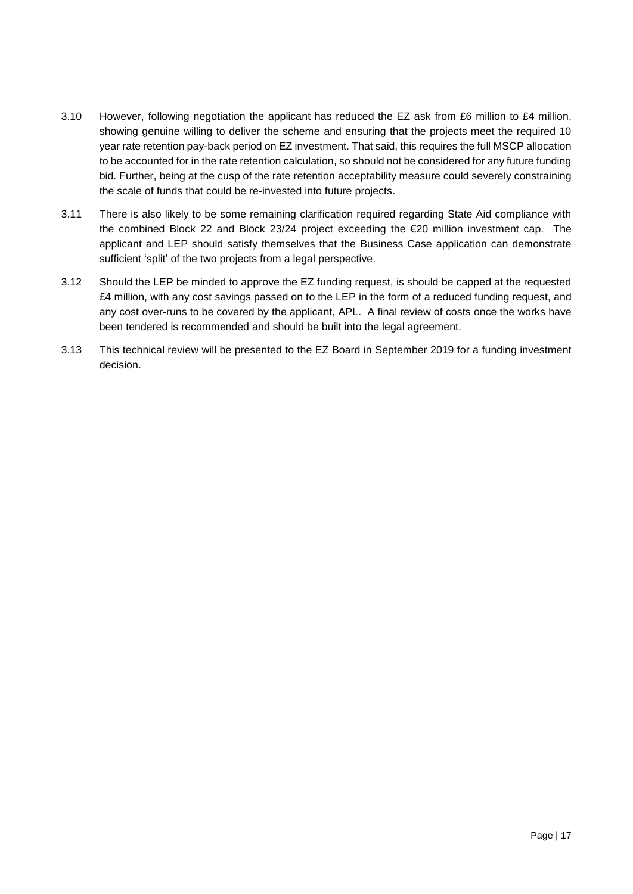3.10 However, following negotiation the applicant has reduced the EZ ask from £6 million to £4 million, showing genuine willing to deliver the scheme and ensuring that the projects meet the required 10 year rate retention pay-back period on EZ investment. That said, this requires the full MSCP allocation to be accounted for in the rate retention calculation, so should not be considered for any future funding bid. Further, being at the cusp of the rate retention acceptability measure could severely constraining the scale of funds that could be re-invested into future projects.

3.11 There is also likely to be some remaining clarification required regarding State Aid compliance with the combined Block 22 and Block 23/24 project exceeding the €20 million investment cap. The applicant and LEP should satisfy themselves that the Business Case application can demonstrate sufficient 'split' of the two projects from a legal perspective.

3.12 Should the LEP be minded to approve the EZ funding request, is should be capped at the requested £4 million, with any cost savings passed on to the LEP in the form of a reduced funding request, and any cost over-runs to be covered by the applicant, APL. A final review of costs once the works have been tendered is recommended and should be built into the legal agreement.

3.13 This technical review will be presented to the EZ Board in September 2019 for a funding investment decision.